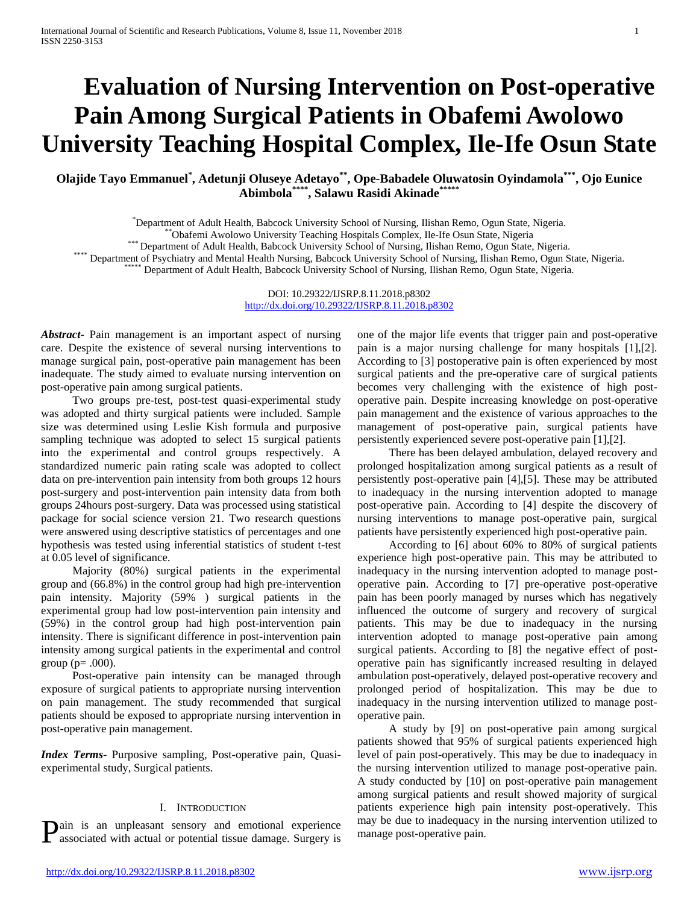# Evaluation of Nursing Intervention on Post-operative Pain Among Surgical Patients in Obafemi Awolowo University Teaching Hospital Complex, Ile-Ife Osun State

**Olajide Tayo Emmanuel[*], Adetunji Oluseye Adetayo[**], Ope-Babadele Oluwatosin Oyindamola[***], Ojo Eunice Abimbola[****], Salawu Rasidi Akinade[*****]**

[*] Department of Adult Health, Babcock University School of Nursing, Ilishan Remo, Ogun State, Nigeria.
[**] Obafemi Awolowo University Teaching Hospitals Complex, Ile-Ife Osun State, Nigeria
[***] Department of Adult Health, Babcock University School of Nursing, Ilishan Remo, Ogun State, Nigeria.
[****] Department of Psychiatry and Mental Health Nursing, Babcock University School of Nursing, Ilishan Remo, Ogun State, Nigeria.
[*****] Department of Adult Health, Babcock University School of Nursing, Ilishan Remo, Ogun State, Nigeria.

DOI: 10.29322/IJSRP.8.11.2018.p8302
http://dx.doi.org/10.29322/IJSRP.8.11.2018.p8302

***Abstract***- Pain management is an important aspect of nursing care. Despite the existence of several nursing interventions to manage surgical pain, post-operative pain management has been inadequate. The study aimed to evaluate nursing intervention on post-operative pain among surgical patients.

Two groups pre-test, post-test quasi-experimental study was adopted and thirty surgical patients were included. Sample size was determined using Leslie Kish formula and purposive sampling technique was adopted to select 15 surgical patients into the experimental and control groups respectively. A standardized numeric pain rating scale was adopted to collect data on pre-intervention pain intensity from both groups 12 hours post-surgery and post-intervention pain intensity data from both groups 24hours post-surgery. Data was processed using statistical package for social science version 21. Two research questions were answered using descriptive statistics of percentages and one hypothesis was tested using inferential statistics of student t-test at 0.05 level of significance.

Majority (80%) surgical patients in the experimental group and (66.8%) in the control group had high pre-intervention pain intensity. Majority (59% ) surgical patients in the experimental group had low post-intervention pain intensity and (59%) in the control group had high post-intervention pain intensity. There is significant difference in post-intervention pain intensity among surgical patients in the experimental and control group (p= .000).

Post-operative pain intensity can be managed through exposure of surgical patients to appropriate nursing intervention on pain management. The study recommended that surgical patients should be exposed to appropriate nursing intervention in post-operative pain management.

***Index Terms***- Purposive sampling, Post-operative pain, Quasi-experimental study, Surgical patients.

## I. Introduction

Pain is an unpleasant sensory and emotional experience associated with actual or potential tissue damage. Surgery is one of the major life events that trigger pain and post-operative pain is a major nursing challenge for many hospitals [1],[2]. According to [3] postoperative pain is often experienced by most surgical patients and the pre-operative care of surgical patients becomes very challenging with the existence of high post-operative pain. Despite increasing knowledge on post-operative pain management and the existence of various approaches to the management of post-operative pain, surgical patients have persistently experienced severe post-operative pain [1],[2].

There has been delayed ambulation, delayed recovery and prolonged hospitalization among surgical patients as a result of persistently post-operative pain [4],[5]. These may be attributed to inadequacy in the nursing intervention adopted to manage post-operative pain. According to [4] despite the discovery of nursing interventions to manage post-operative pain, surgical patients have persistently experienced high post-operative pain.

According to [6] about 60% to 80% of surgical patients experience high post-operative pain. This may be attributed to inadequacy in the nursing intervention adopted to manage post-operative pain. According to [7] pre-operative post-operative pain has been poorly managed by nurses which has negatively influenced the outcome of surgery and recovery of surgical patients. This may be due to inadequacy in the nursing intervention adopted to manage post-operative pain among surgical patients. According to [8] the negative effect of post-operative pain has significantly increased resulting in delayed ambulation post-operatively, delayed post-operative recovery and prolonged period of hospitalization. This may be due to inadequacy in the nursing intervention utilized to manage post-operative pain.

A study by [9] on post-operative pain among surgical patients showed that 95% of surgical patients experienced high level of pain post-operatively. This may be due to inadequacy in the nursing intervention utilized to manage post-operative pain. A study conducted by [10] on post-operative pain management among surgical patients and result showed majority of surgical patients experience high pain intensity post-operatively. This may be due to inadequacy in the nursing intervention utilized to manage post-operative pain.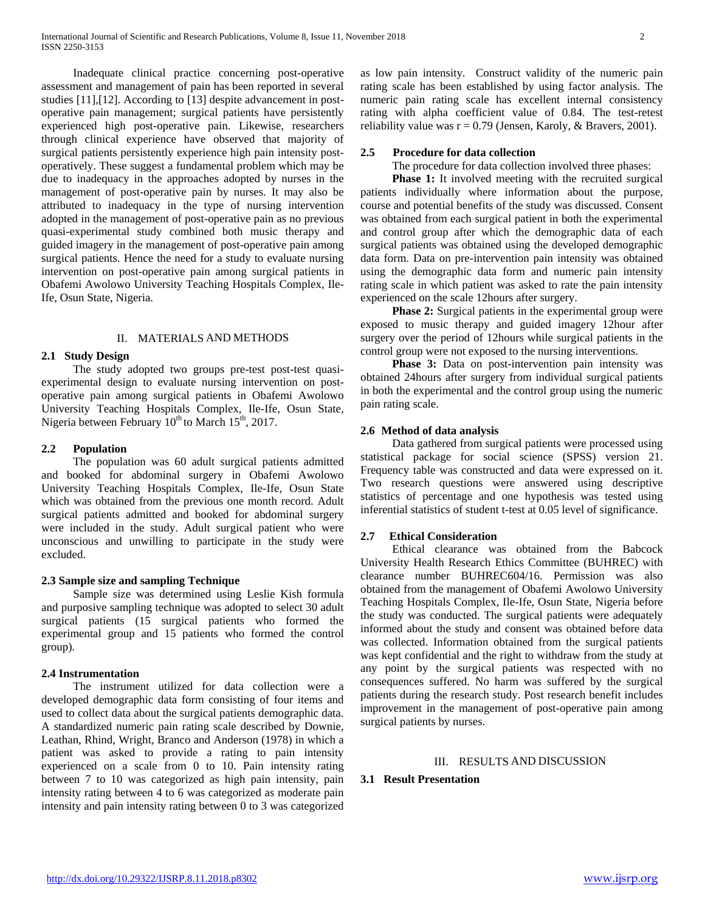Inadequate clinical practice concerning post-operative assessment and management of pain has been reported in several studies [11],[12]. According to [13] despite advancement in post-operative pain management; surgical patients have persistently experienced high post-operative pain. Likewise, researchers through clinical experience have observed that majority of surgical patients persistently experience high pain intensity post-operatively. These suggest a fundamental problem which may be due to inadequacy in the approaches adopted by nurses in the management of post-operative pain by nurses. It may also be attributed to inadequacy in the type of nursing intervention adopted in the management of post-operative pain as no previous quasi-experimental study combined both music therapy and guided imagery in the management of post-operative pain among surgical patients. Hence the need for a study to evaluate nursing intervention on post-operative pain among surgical patients in Obafemi Awolowo University Teaching Hospitals Complex, Ile-Ife, Osun State, Nigeria.

## II. MATERIALS AND METHODS

### 2.1 Study Design

The study adopted two groups pre-test post-test quasi-experimental design to evaluate nursing intervention on post-operative pain among surgical patients in Obafemi Awolowo University Teaching Hospitals Complex, Ile-Ife, Osun State, Nigeria between February 10th to March 15th, 2017.

### 2.2 Population

The population was 60 adult surgical patients admitted and booked for abdominal surgery in Obafemi Awolowo University Teaching Hospitals Complex, Ile-Ife, Osun State which was obtained from the previous one month record. Adult surgical patients admitted and booked for abdominal surgery were included in the study. Adult surgical patient who were unconscious and unwilling to participate in the study were excluded.

### 2.3 Sample size and sampling Technique

Sample size was determined using Leslie Kish formula and purposive sampling technique was adopted to select 30 adult surgical patients (15 surgical patients who formed the experimental group and 15 patients who formed the control group).

### 2.4 Instrumentation

The instrument utilized for data collection were a developed demographic data form consisting of four items and used to collect data about the surgical patients demographic data. A standardized numeric pain rating scale described by Downie, Leathan, Rhind, Wright, Branco and Anderson (1978) in which a patient was asked to provide a rating to pain intensity experienced on a scale from 0 to 10. Pain intensity rating between 7 to 10 was categorized as high pain intensity, pain intensity rating between 4 to 6 was categorized as moderate pain intensity and pain intensity rating between 0 to 3 was categorized as low pain intensity. Construct validity of the numeric pain rating scale has been established by using factor analysis. The numeric pain rating scale has excellent internal consistency rating with alpha coefficient value of 0.84. The test-retest reliability value was $r = 0.79$ (Jensen, Karoly, & Bravers, 2001).

### 2.5 Procedure for data collection

The procedure for data collection involved three phases:

**Phase 1:** It involved meeting with the recruited surgical patients individually where information about the purpose, course and potential benefits of the study was discussed. Consent was obtained from each surgical patient in both the experimental and control group after which the demographic data of each surgical patients was obtained using the developed demographic data form. Data on pre-intervention pain intensity was obtained using the demographic data form and numeric pain intensity rating scale in which patient was asked to rate the pain intensity experienced on the scale 12hours after surgery.

**Phase 2:** Surgical patients in the experimental group were exposed to music therapy and guided imagery 12hour after surgery over the period of 12hours while surgical patients in the control group were not exposed to the nursing interventions.

**Phase 3:** Data on post-intervention pain intensity was obtained 24hours after surgery from individual surgical patients in both the experimental and the control group using the numeric pain rating scale.

### 2.6 Method of data analysis

Data gathered from surgical patients were processed using statistical package for social science (SPSS) version 21. Frequency table was constructed and data were expressed on it. Two research questions were answered using descriptive statistics of percentage and one hypothesis was tested using inferential statistics of student t-test at 0.05 level of significance.

### 2.7 Ethical Consideration

Ethical clearance was obtained from the Babcock University Health Research Ethics Committee (BUHREC) with clearance number BUHREC604/16. Permission was also obtained from the management of Obafemi Awolowo University Teaching Hospitals Complex, Ile-Ife, Osun State, Nigeria before the study was conducted. The surgical patients were adequately informed about the study and consent was obtained before data was collected. Information obtained from the surgical patients was kept confidential and the right to withdraw from the study at any point by the surgical patients was respected with no consequences suffered. No harm was suffered by the surgical patients during the research study. Post research benefit includes improvement in the management of post-operative pain among surgical patients by nurses.

## III. RESULTS AND DISCUSSION

### 3.1 Result Presentation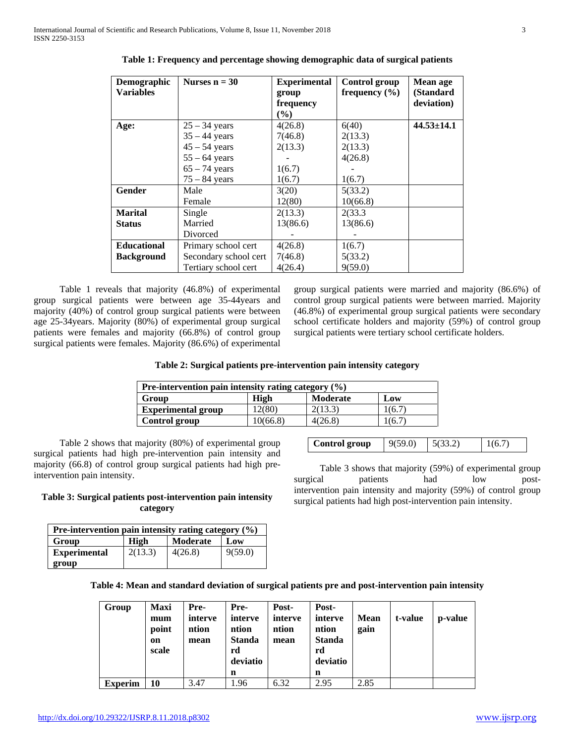**Table 1: Frequency and percentage showing demographic data of surgical patients**

| Demographic Variables | Nurses n = 30 | Experimental group frequency (%) | Control group frequency (%) | Mean age (Standard deviation) |
|---|---|---|---|---|
| **Age:** | 25 – 34 years | 4(26.8) | 6(40) | **44.53±14.1** |
| | 35 – 44 years | 7(46.8) | 2(13.3) | |
| | 45 – 54 years | 2(13.3) | 2(13.3) | |
| | 55 – 64 years | - | 4(26.8) | |
| | 65 – 74 years | 1(6.7) | - | |
| | 75 – 84 years | 1(6.7) | 1(6.7) | |
| **Gender** | Male | 3(20) | 5(33.2) | |
| | Female | 12(80) | 10(66.8) | |
| **Marital Status** | Single | 2(13.3) | 2(33.3 | |
| | Married | 13(86.6) | 13(86.6) | |
| | Divorced | - | - | |
| **Educational Background** | Primary school cert | 4(26.8) | 1(6.7) | |
| | Secondary school cert | 7(46.8) | 5(33.2) | |
| | Tertiary school cert | 4(26.4) | 9(59.0) | |

Table 1 reveals that majority (46.8%) of experimental group surgical patients were between age 35-44years and majority (40%) of control group surgical patients were between age 25-34years. Majority (80%) of experimental group surgical patients were females and majority (66.8%) of control group surgical patients were females. Majority (86.6%) of experimental group surgical patients were married and majority (86.6%) of control group surgical patients were between married. Majority (46.8%) of experimental group surgical patients were secondary school certificate holders and majority (59%) of control group surgical patients were tertiary school certificate holders.

**Table 2: Surgical patients pre-intervention pain intensity category**

| Pre-intervention pain intensity rating category (%) | | | |
|---|---|---|---|
| **Group** | **High** | **Moderate** | **Low** |
| **Experimental group** | 12(80) | 2(13.3) | 1(6.7) |
| **Control group** | 10(66.8) | 4(26.8) | 1(6.7) |

Table 2 shows that majority (80%) of experimental group surgical patients had high pre-intervention pain intensity and majority (66.8) of control group surgical patients had high pre-intervention pain intensity.

**Table 3: Surgical patients post-intervention pain intensity category**

| Pre-intervention pain intensity rating category (%) | | | |
|---|---|---|---|
| **Group** | **High** | **Moderate** | **Low** |
| **Experimental group** | 2(13.3) | 4(26.8) | 9(59.0) |
| **Control group** | 9(59.0) | 5(33.2) | 1(6.7) |

Table 3 shows that majority (59%) of experimental group surgical patients had low post-intervention pain intensity and majority (59%) of control group surgical patients had high post-intervention pain intensity.

**Table 4: Mean and standard deviation of surgical patients pre and post-intervention pain intensity**

| Group | Maximum point on scale | Pre-intervention mean | Pre-intervention Standard deviation | Post-intervention mean | Post-intervention Standard deviation | Mean gain | t-value | p-value |
|---|---|---|---|---|---|---|---|---|
| **Experim** | **10** | 3.47 | 1.96 | 6.32 | 2.95 | 2.85 | | |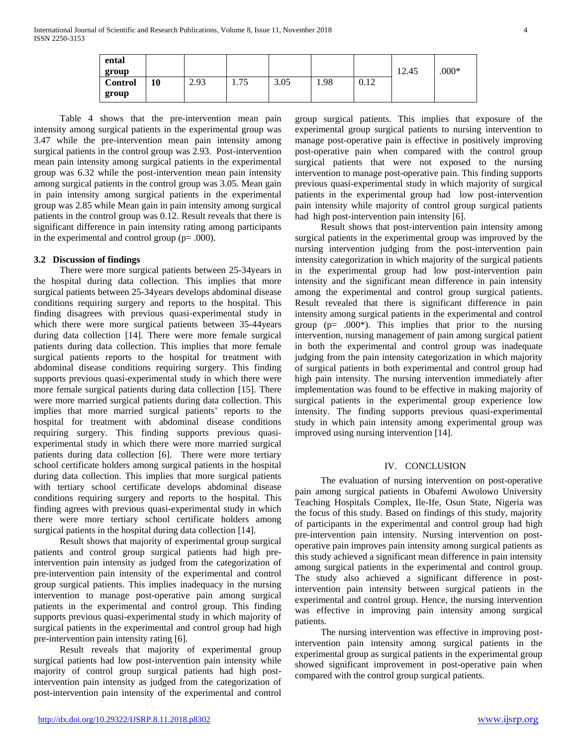| ental group | | | | | | | 12.45 | .000* |
|---|---|---|---|---|---|---|---|---|
| **Control group** | **10** | 2.93 | 1.75 | 3.05 | 1.98 | 0.12 | | |

Table 4 shows that the pre-intervention mean pain intensity among surgical patients in the experimental group was 3.47 while the pre-intervention mean pain intensity among surgical patients in the control group was 2.93. Post-intervention mean pain intensity among surgical patients in the experimental group was 6.32 while the post-intervention mean pain intensity among surgical patients in the control group was 3.05. Mean gain in pain intensity among surgical patients in the experimental group was 2.85 while Mean gain in pain intensity among surgical patients in the control group was 0.12. Result reveals that there is significant difference in pain intensity rating among participants in the experimental and control group (p= .000).

### 3.2 Discussion of findings

There were more surgical patients between 25-34years in the hospital during data collection. This implies that more surgical patients between 25-34years develops abdominal disease conditions requiring surgery and reports to the hospital. This finding disagrees with previous quasi-experimental study in which there were more surgical patients between 35-44years during data collection [14]. There were more female surgical patients during data collection. This implies that more female surgical patients reports to the hospital for treatment with abdominal disease conditions requiring surgery. This finding supports previous quasi-experimental study in which there were more female surgical patients during data collection [15]. There were more married surgical patients during data collection. This implies that more married surgical patients' reports to the hospital for treatment with abdominal disease conditions requiring surgery. This finding supports previous quasi-experimental study in which there were more married surgical patients during data collection [6]. There were more tertiary school certificate holders among surgical patients in the hospital during data collection. This implies that more surgical patients with tertiary school certificate develops abdominal disease conditions requiring surgery and reports to the hospital. This finding agrees with previous quasi-experimental study in which there were more tertiary school certificate holders among surgical patients in the hospital during data collection [14].

Result shows that majority of experimental group surgical patients and control group surgical patients had high pre-intervention pain intensity as judged from the categorization of pre-intervention pain intensity of the experimental and control group surgical patients. This implies inadequacy in the nursing intervention to manage post-operative pain among surgical patients in the experimental and control group. This finding supports previous quasi-experimental study in which majority of surgical patients in the experimental and control group had high pre-intervention pain intensity rating [6].

Result reveals that majority of experimental group surgical patients had low post-intervention pain intensity while majority of control group surgical patients had high post-intervention pain intensity as judged from the categorization of post-intervention pain intensity of the experimental and control group surgical patients. This implies that exposure of the experimental group surgical patients to nursing intervention to manage post-operative pain is effective in positively improving post-operative pain when compared with the control group surgical patients that were not exposed to the nursing intervention to manage post-operative pain. This finding supports previous quasi-experimental study in which majority of surgical patients in the experimental group had low post-intervention pain intensity while majority of control group surgical patients had high post-intervention pain intensity [6].

Result shows that post-intervention pain intensity among surgical patients in the experimental group was improved by the nursing intervention judging from the post-intervention pain intensity categorization in which majority of the surgical patients in the experimental group had low post-intervention pain intensity and the significant mean difference in pain intensity among the experimental and control group surgical patients. Result revealed that there is significant difference in pain intensity among surgical patients in the experimental and control group (p= .000*). This implies that prior to the nursing intervention, nursing management of pain among surgical patient in both the experimental and control group was inadequate judging from the pain intensity categorization in which majority of surgical patients in both experimental and control group had high pain intensity. The nursing intervention immediately after implementation was found to be effective in making majority of surgical patients in the experimental group experience low intensity. The finding supports previous quasi-experimental study in which pain intensity among experimental group was improved using nursing intervention [14].

## IV. CONCLUSION

The evaluation of nursing intervention on post-operative pain among surgical patients in Obafemi Awolowo University Teaching Hospitals Complex, Ile-Ife, Osun State, Nigeria was the focus of this study. Based on findings of this study, majority of participants in the experimental and control group had high pre-intervention pain intensity. Nursing intervention on post-operative pain improves pain intensity among surgical patients as this study achieved a significant mean difference in pain intensity among surgical patients in the experimental and control group. The study also achieved a significant difference in post-intervention pain intensity between surgical patients in the experimental and control group. Hence, the nursing intervention was effective in improving pain intensity among surgical patients.

The nursing intervention was effective in improving post-intervention pain intensity among surgical patients in the experimental group as surgical patients in the experimental group showed significant improvement in post-operative pain when compared with the control group surgical patients.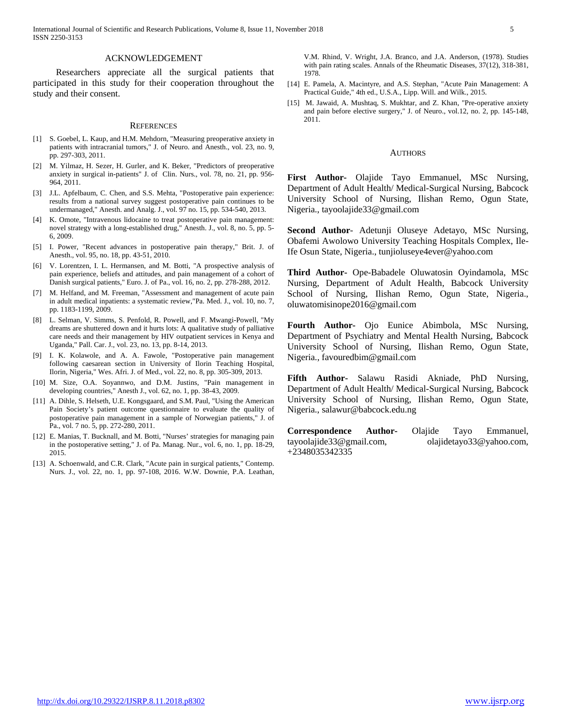## ACKNOWLEDGEMENT

Researchers appreciate all the surgical patients that participated in this study for their cooperation throughout the study and their consent.

## REFERENCES

[1] S. Goebel, L. Kaup, and H.M. Mehdorn, "Measuring preoperative anxiety in patients with intracranial tumors," J. of Neuro. and Anesth., vol. 23, no. 9, pp. 297-303, 2011.

[2] M. Yilmaz, H. Sezer, H. Gurler, and K. Beker, "Predictors of preoperative anxiety in surgical in-patients" J. of Clin. Nurs., vol. 78, no. 21, pp. 956-964, 2011.

[3] J.L. Apfelbaum, C. Chen, and S.S. Mehta, "Postoperative pain experience: results from a national survey suggest postoperative pain continues to be undermanaged," Anesth. and Analg. J., vol. 97 no. 15, pp. 534-540, 2013.

[4] K. Omote, "Intravenous lidocaine to treat postoperative pain management: novel strategy with a long-established drug," Anesth. J., vol. 8, no. 5, pp. 5-6, 2009.

[5] I. Power, "Recent advances in postoperative pain therapy," Brit. J. of Anesth., vol. 95, no. 18, pp. 43-51, 2010.

[6] V. Lorentzen, I. L. Hermansen, and M. Botti, "A prospective analysis of pain experience, beliefs and attitudes, and pain management of a cohort of Danish surgical patients," Euro. J. of Pa., vol. 16, no. 2, pp. 278-288, 2012.

[7] M. Helfand, and M. Freeman, "Assessment and management of acute pain in adult medical inpatients: a systematic review,"Pa. Med. J., vol. 10, no. 7, pp. 1183-1199, 2009.

[8] L. Selman, V. Simms, S. Penfold, R. Powell, and F. Mwangi-Powell, "My dreams are shuttered down and it hurts lots: A qualitative study of palliative care needs and their management by HIV outpatient services in Kenya and Uganda," Pall. Car. J., vol. 23, no. 13, pp. 8-14, 2013.

[9] I. K. Kolawole, and A. A. Fawole, "Postoperative pain management following caesarean section in University of Ilorin Teaching Hospital, Ilorin, Nigeria," Wes. Afri. J. of Med., vol. 22, no. 8, pp. 305-309, 2013.

[10] M. Size, O.A. Soyannwo, and D.M. Justins, "Pain management in developing countries," Anesth J., vol. 62, no. 1, pp. 38-43, 2009.

[11] A. Dihle, S. Helseth, U.E. Kongsgaard, and S.M. Paul, "Using the American Pain Society's patient outcome questionnaire to evaluate the quality of postoperative pain management in a sample of Norwegian patients," J. of Pa., vol. 7 no. 5, pp. 272-280, 2011.

[12] E. Manias, T. Bucknall, and M. Botti, "Nurses' strategies for managing pain in the postoperative setting," J. of Pa. Manag. Nur., vol. 6, no. 1, pp. 18-29, 2015.

[13] A. Schoenwald, and C.R. Clark, "Acute pain in surgical patients," Contemp. Nurs. J., vol. 22, no. 1, pp. 97-108, 2016. W.W. Downie, P.A. Leathan, V.M. Rhind, V. Wright, J.A. Branco, and J.A. Anderson, (1978). Studies with pain rating scales. Annals of the Rheumatic Diseases, 37(12), 318-381, 1978.

[14] E. Pamela, A. Macintyre, and A.S. Stephan, "Acute Pain Management: A Practical Guide," 4th ed., U.S.A., Lipp. Will. and Wilk., 2015.

[15] M. Jawaid, A. Mushtaq, S. Mukhtar, and Z. Khan, "Pre-operative anxiety and pain before elective surgery," J. of Neuro., vol.12, no. 2, pp. 145-148, 2011.

## AUTHORS

**First Author**- Olajide Tayo Emmanuel, MSc Nursing, Department of Adult Health/ Medical-Surgical Nursing, Babcock University School of Nursing, Ilishan Remo, Ogun State, Nigeria., tayoolajide33@gmail.com

**Second Author**- Adetunji Oluseye Adetayo, MSc Nursing, Obafemi Awolowo University Teaching Hospitals Complex, Ile-Ife Osun State, Nigeria., tunjioluseye4ever@yahoo.com

**Third Author**- Ope-Babadele Oluwatosin Oyindamola, MSc Nursing, Department of Adult Health, Babcock University School of Nursing, Ilishan Remo, Ogun State, Nigeria., oluwatomisinope2016@gmail.com

**Fourth Author**- Ojo Eunice Abimbola, MSc Nursing, Department of Psychiatry and Mental Health Nursing, Babcock University School of Nursing, Ilishan Remo, Ogun State, Nigeria., favouredbim@gmail.com

**Fifth Author**- Salawu Rasidi Akniade, PhD Nursing, Department of Adult Health/ Medical-Surgical Nursing, Babcock University School of Nursing, Ilishan Remo, Ogun State, Nigeria., salawur@babcock.edu.ng

**Correspondence Author**- Olajide Tayo Emmanuel, tayoolajide33@gmail.com, olajidetayo33@yahoo.com, +2348035342335